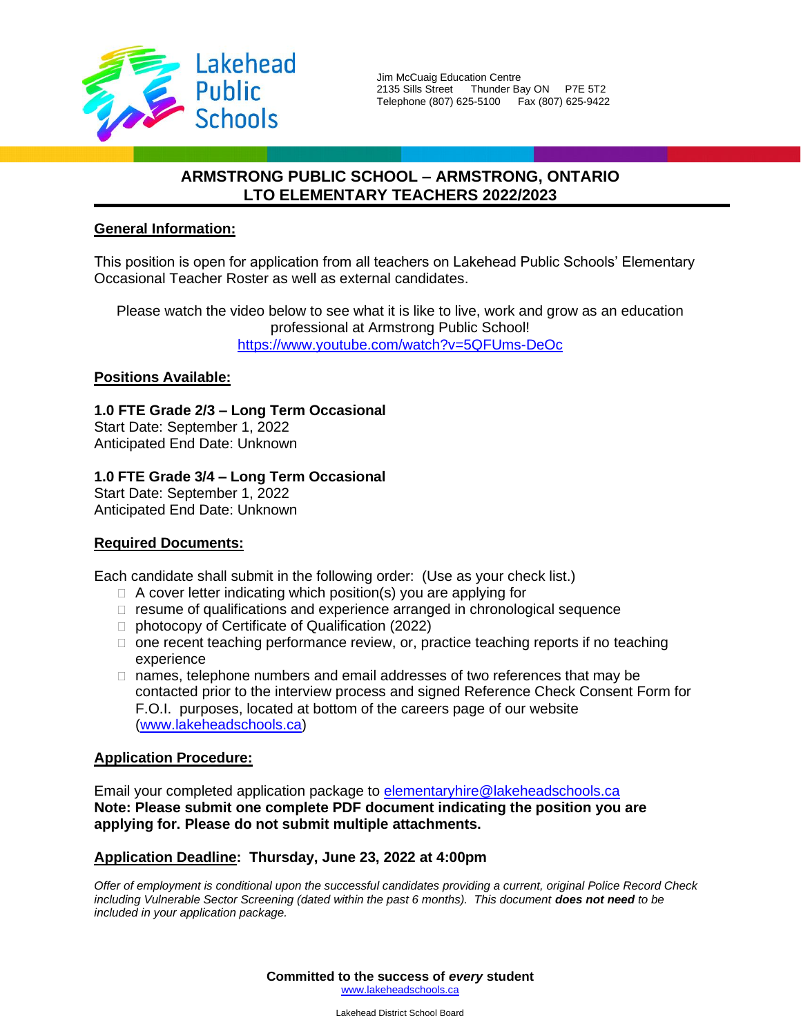Lakehead Public Schools

Jim McCuaig Education Centre
2135 Sills Street Thunder Bay ON P7E 5T2
Telephone (807) 625-5100 Fax (807) 625-9422

# ARMSTRONG PUBLIC SCHOOL – ARMSTRONG, ONTARIO
# LTO ELEMENTARY TEACHERS 2022/2023

## General Information:

This position is open for application from all teachers on Lakehead Public Schools' Elementary Occasional Teacher Roster as well as external candidates.

Please watch the video below to see what it is like to live, work and grow as an education professional at Armstrong Public School!
https://www.youtube.com/watch?v=5QFUms-DeOc

## Positions Available:

**1.0 FTE Grade 2/3 – Long Term Occasional**
Start Date: September 1, 2022
Anticipated End Date: Unknown

**1.0 FTE Grade 3/4 – Long Term Occasional**
Start Date: September 1, 2022
Anticipated End Date: Unknown

## Required Documents:

Each candidate shall submit in the following order: (Use as your check list.)

- A cover letter indicating which position(s) you are applying for
- resume of qualifications and experience arranged in chronological sequence
- photocopy of Certificate of Qualification (2022)
- one recent teaching performance review, or, practice teaching reports if no teaching experience
- names, telephone numbers and email addresses of two references that may be contacted prior to the interview process and signed Reference Check Consent Form for F.O.I. purposes, located at bottom of the careers page of our website (www.lakeheadschools.ca)

## Application Procedure:

Email your completed application package to elementaryhire@lakeheadschools.ca
**Note: Please submit one complete PDF document indicating the position you are applying for. Please do not submit multiple attachments.**

## Application Deadline: Thursday, June 23, 2022 at 4:00pm

*Offer of employment is conditional upon the successful candidates providing a current, original Police Record Check including Vulnerable Sector Screening (dated within the past 6 months). This document **does not need** to be included in your application package.*

**Committed to the success of *every* student**
www.lakeheadschools.ca

Lakehead District School Board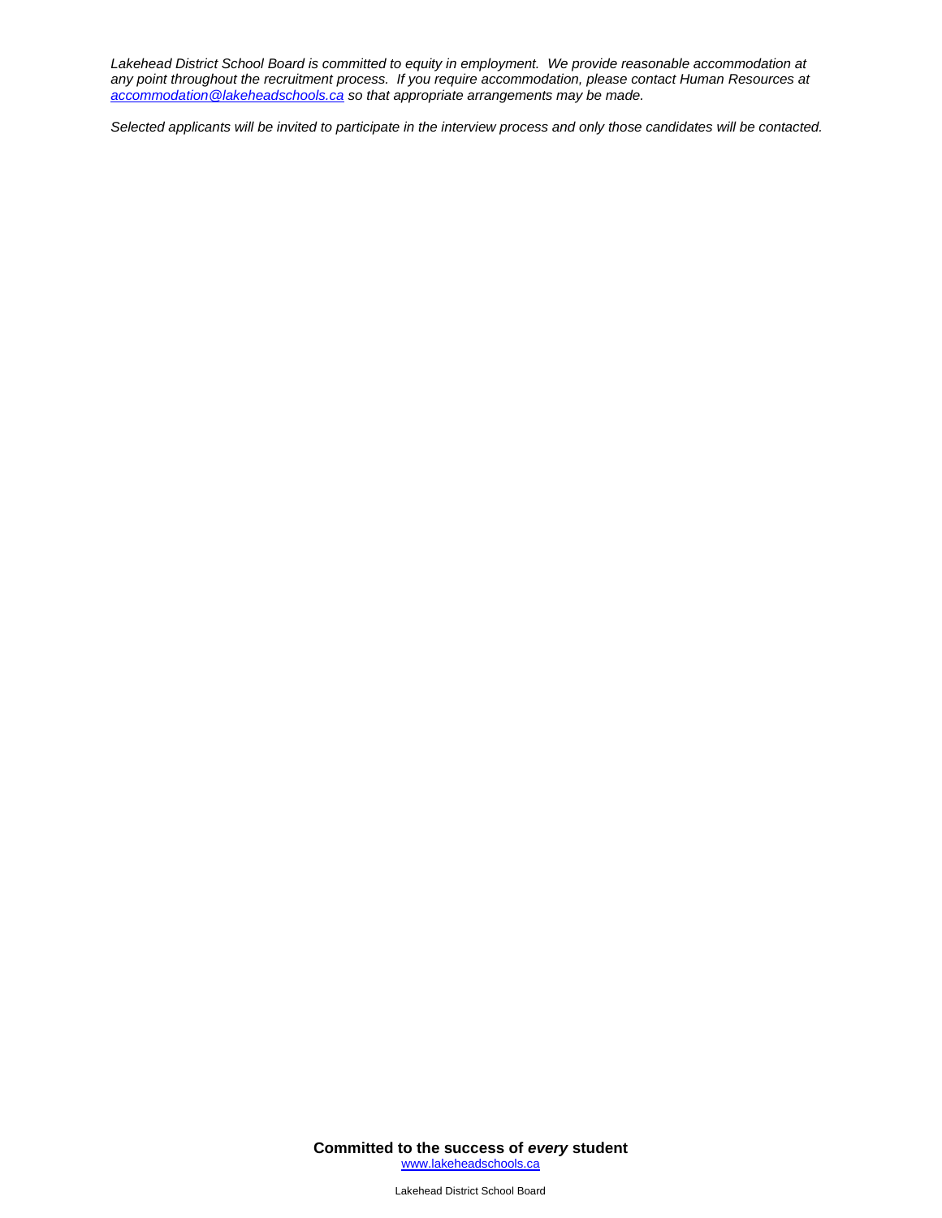*Lakehead District School Board is committed to equity in employment. We provide reasonable accommodation at any point throughout the recruitment process. If you require accommodation, please contact Human Resources at [accommodation@lakeheadschools.ca](mailto:accommodation@lakeheadschools.ca) so that appropriate arrangements may be made.*

*Selected applicants will be invited to participate in the interview process and only those candidates will be contacted.*

**Committed to the success of *every* student**

[www.lakeheadschools.ca](http://www.lakeheadschools.ca)